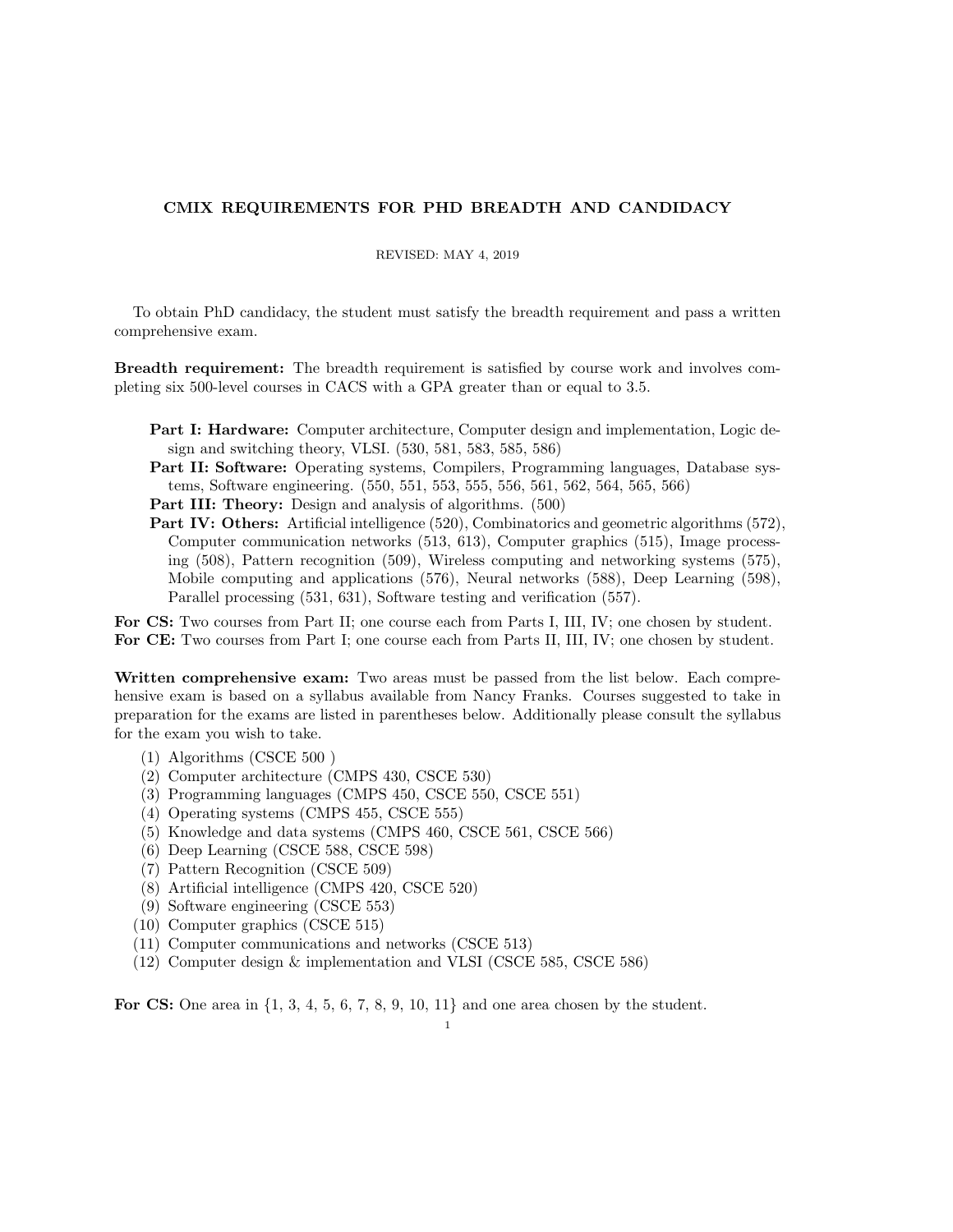# CMIX REQUIREMENTS FOR PHD BREADTH AND CANDIDACY

REVISED: MAY 4, 2019

To obtain PhD candidacy, the student must satisfy the breadth requirement and pass a written comprehensive exam.

**Breadth requirement:** The breadth requirement is satisfied by course work and involves completing six 500-level courses in CACS with a GPA greater than or equal to 3.5.

- **Part I: Hardware:** Computer architecture, Computer design and implementation, Logic design and switching theory, VLSI. (530, 581, 583, 585, 586)
- **Part II: Software:** Operating systems, Compilers, Programming languages, Database systems, Software engineering. (550, 551, 553, 555, 556, 561, 562, 564, 565, 566)
- **Part III: Theory:** Design and analysis of algorithms. (500)
- **Part IV: Others:** Artificial intelligence (520), Combinatorics and geometric algorithms (572), Computer communication networks (513, 613), Computer graphics (515), Image processing (508), Pattern recognition (509), Wireless computing and networking systems (575), Mobile computing and applications (576), Neural networks (588), Deep Learning (598), Parallel processing (531, 631), Software testing and verification (557).

**For CS:** Two courses from Part II; one course each from Parts I, III, IV; one chosen by student.
**For CE:** Two courses from Part I; one course each from Parts II, III, IV; one chosen by student.

**Written comprehensive exam:** Two areas must be passed from the list below. Each comprehensive exam is based on a syllabus available from Nancy Franks. Courses suggested to take in preparation for the exams are listed in parentheses below. Additionally please consult the syllabus for the exam you wish to take.

(1) Algorithms (CSCE 500 )
(2) Computer architecture (CMPS 430, CSCE 530)
(3) Programming languages (CMPS 450, CSCE 550, CSCE 551)
(4) Operating systems (CMPS 455, CSCE 555)
(5) Knowledge and data systems (CMPS 460, CSCE 561, CSCE 566)
(6) Deep Learning (CSCE 588, CSCE 598)
(7) Pattern Recognition (CSCE 509)
(8) Artificial intelligence (CMPS 420, CSCE 520)
(9) Software engineering (CSCE 553)
(10) Computer graphics (CSCE 515)
(11) Computer communications and networks (CSCE 513)
(12) Computer design & implementation and VLSI (CSCE 585, CSCE 586)

**For CS:** One area in {1, 3, 4, 5, 6, 7, 8, 9, 10, 11} and one area chosen by the student.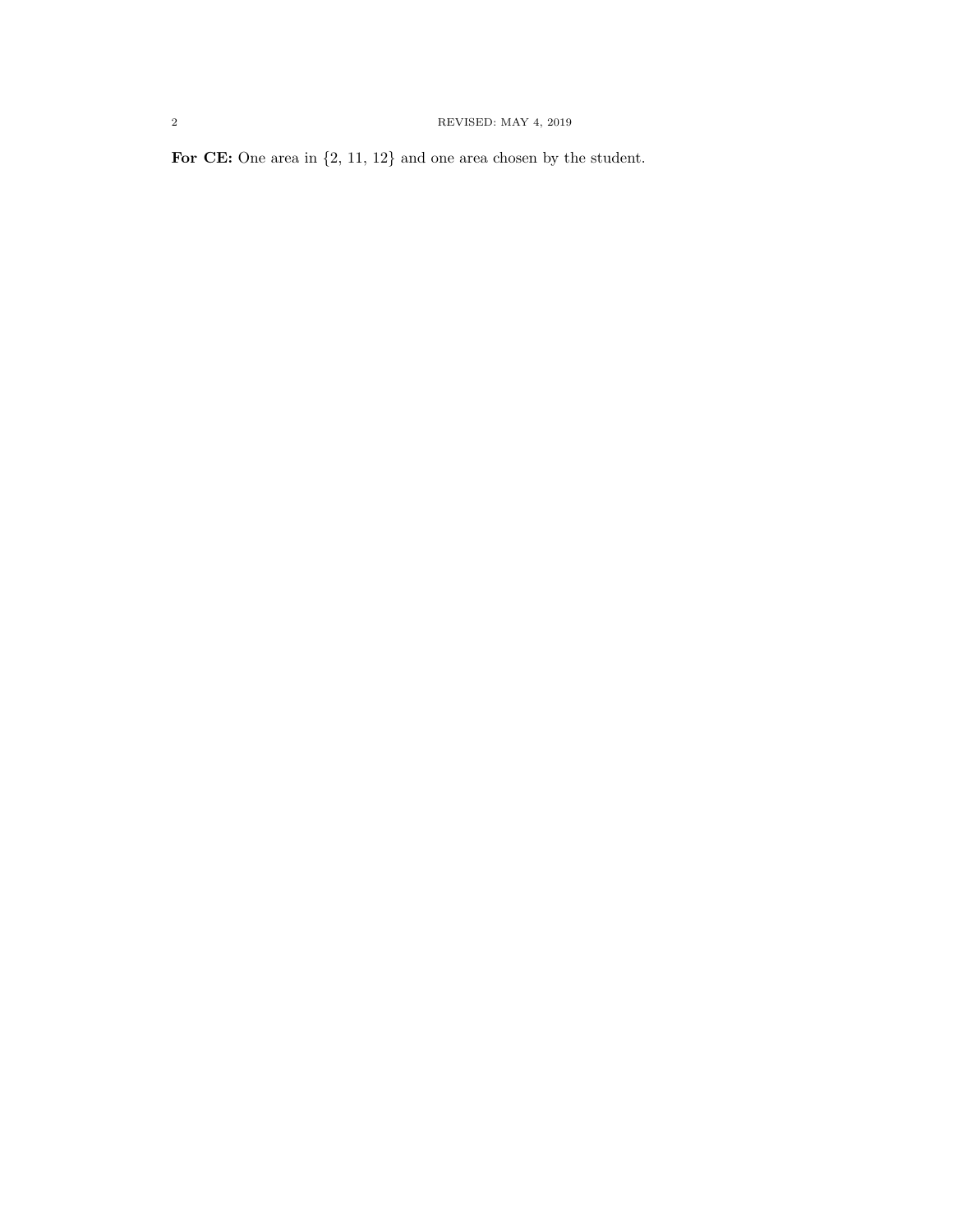**For CE:** One area in {2, 11, 12} and one area chosen by the student.